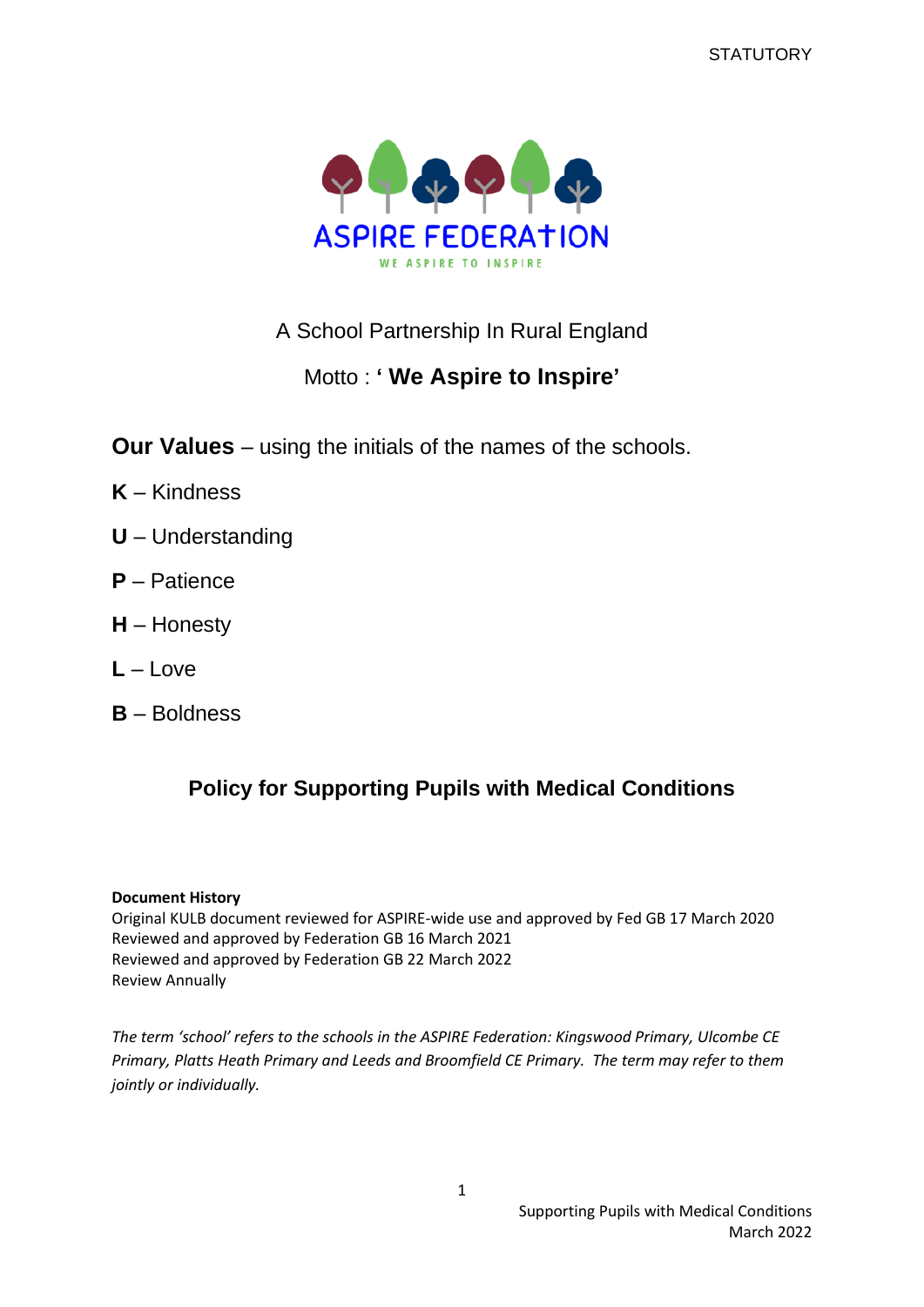STATUTORY

ASPIRE FEDERATION

WE ASPIRE TO INSPIRE

A School Partnership In Rural England

Motto : **' We Aspire to Inspire'**

**Our Values** – using the initials of the names of the schools.

**K** – Kindness

**U** – Understanding

**P** – Patience

**H** – Honesty

**L** – Love

**B** – Boldness

# Policy for Supporting Pupils with Medical Conditions

**Document History**

Original KULB document reviewed for ASPIRE-wide use and approved by Fed GB 17 March 2020
Reviewed and approved by Federation GB 16 March 2021
Reviewed and approved by Federation GB 22 March 2022
Review Annually

*The term 'school' refers to the schools in the ASPIRE Federation: Kingswood Primary, Ulcombe CE Primary, Platts Heath Primary and Leeds and Broomfield CE Primary. The term may refer to them jointly or individually.*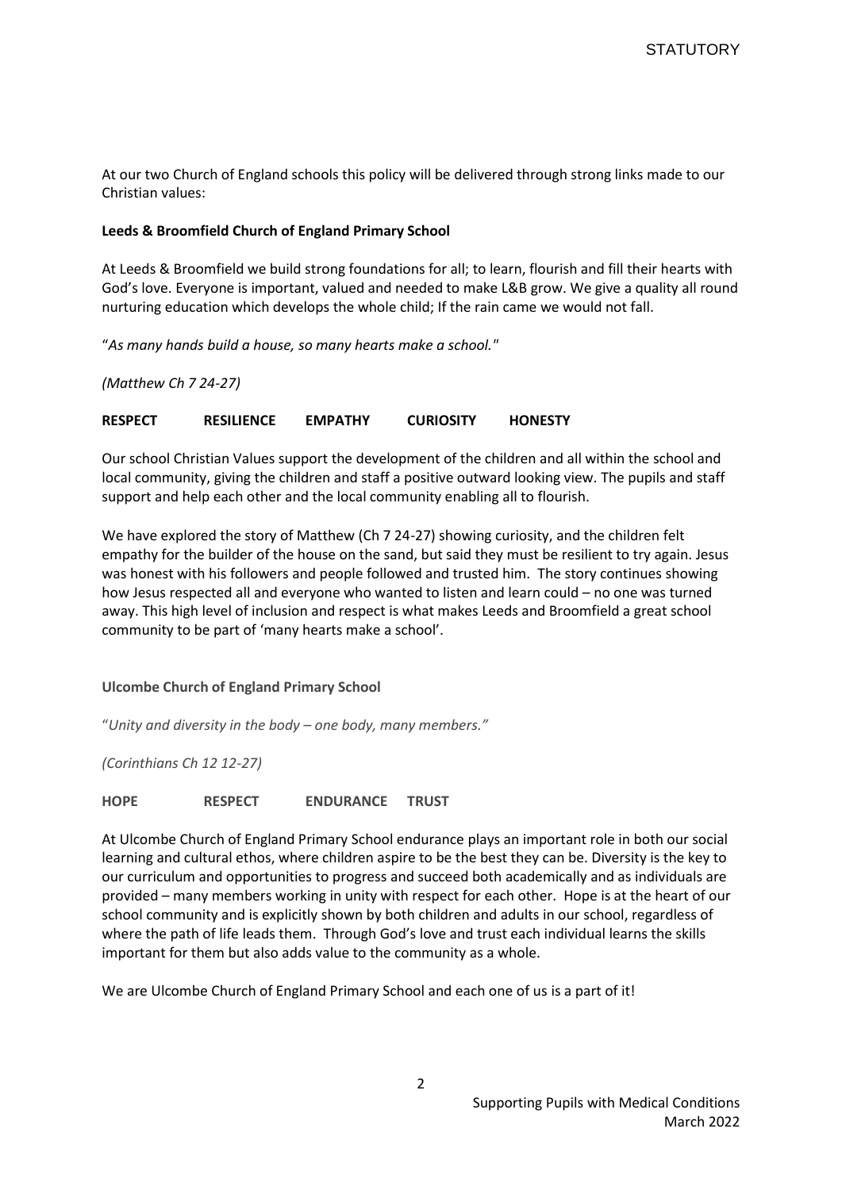At our two Church of England schools this policy will be delivered through strong links made to our Christian values:

**Leeds & Broomfield Church of England Primary School**

At Leeds & Broomfield we build strong foundations for all; to learn, flourish and fill their hearts with God's love. Everyone is important, valued and needed to make L&B grow. We give a quality all round nurturing education which develops the whole child; If the rain came we would not fall.

"*As many hands build a house, so many hearts make a school."*

*(Matthew Ch 7 24-27)*

**RESPECT RESILIENCE EMPATHY CURIOSITY HONESTY**

Our school Christian Values support the development of the children and all within the school and local community, giving the children and staff a positive outward looking view. The pupils and staff support and help each other and the local community enabling all to flourish.

We have explored the story of Matthew (Ch 7 24-27) showing curiosity, and the children felt empathy for the builder of the house on the sand, but said they must be resilient to try again. Jesus was honest with his followers and people followed and trusted him. The story continues showing how Jesus respected all and everyone who wanted to listen and learn could – no one was turned away. This high level of inclusion and respect is what makes Leeds and Broomfield a great school community to be part of 'many hearts make a school'.

**Ulcombe Church of England Primary School**

"*Unity and diversity in the body – one body, many members."*

*(Corinthians Ch 12 12-27)*

**HOPE RESPECT ENDURANCE TRUST**

At Ulcombe Church of England Primary School endurance plays an important role in both our social learning and cultural ethos, where children aspire to be the best they can be. Diversity is the key to our curriculum and opportunities to progress and succeed both academically and as individuals are provided – many members working in unity with respect for each other. Hope is at the heart of our school community and is explicitly shown by both children and adults in our school, regardless of where the path of life leads them. Through God's love and trust each individual learns the skills important for them but also adds value to the community as a whole.

We are Ulcombe Church of England Primary School and each one of us is a part of it!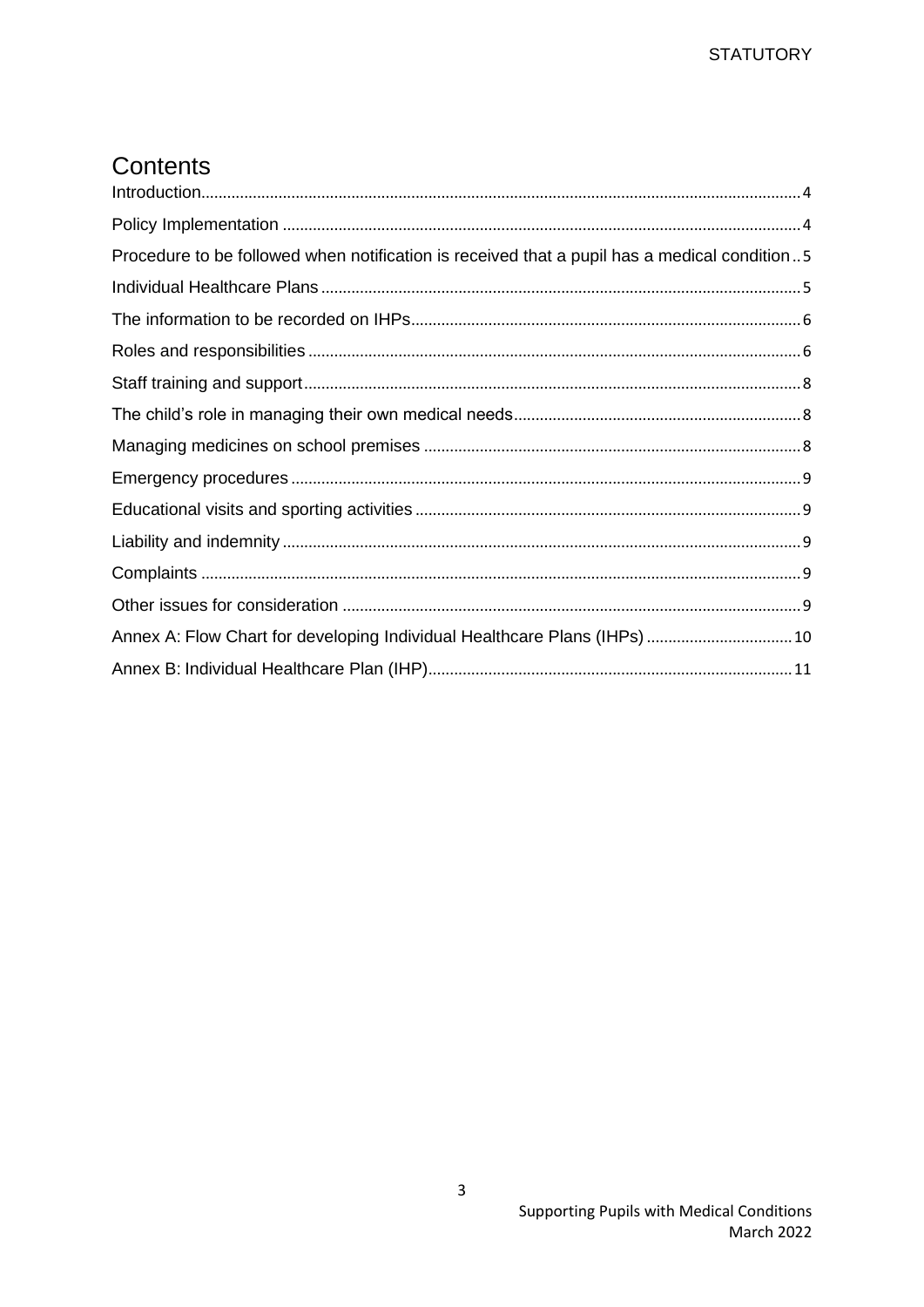# Contents

- Introduction .......... 4
- Policy Implementation .......... 4
- Procedure to be followed when notification is received that a pupil has a medical condition .......... 5
- Individual Healthcare Plans .......... 5
- The information to be recorded on IHPs .......... 6
- Roles and responsibilities .......... 6
- Staff training and support .......... 8
- The child's role in managing their own medical needs .......... 8
- Managing medicines on school premises .......... 8
- Emergency procedures .......... 9
- Educational visits and sporting activities .......... 9
- Liability and indemnity .......... 9
- Complaints .......... 9
- Other issues for consideration .......... 9
- Annex A: Flow Chart for developing Individual Healthcare Plans (IHPs) .......... 10
- Annex B: Individual Healthcare Plan (IHP) .......... 11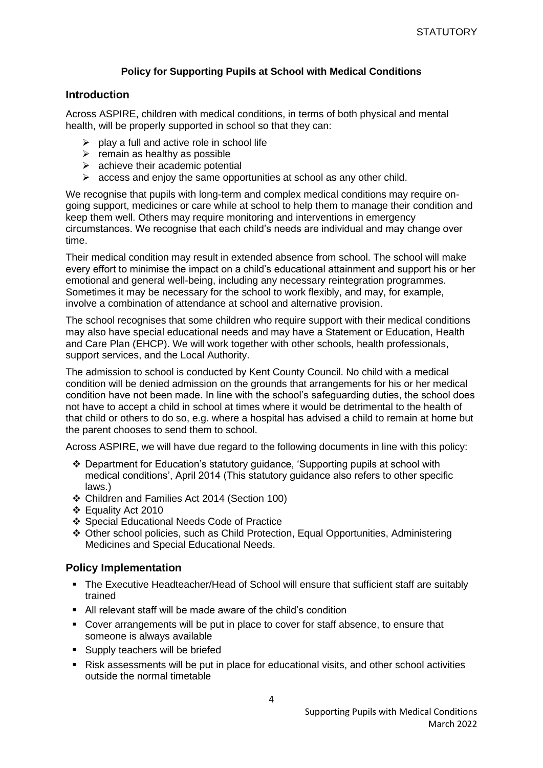**Policy for Supporting Pupils at School with Medical Conditions**

## Introduction

Across ASPIRE, children with medical conditions, in terms of both physical and mental health, will be properly supported in school so that they can:

- play a full and active role in school life
- remain as healthy as possible
- achieve their academic potential
- access and enjoy the same opportunities at school as any other child.

We recognise that pupils with long-term and complex medical conditions may require on-going support, medicines or care while at school to help them to manage their condition and keep them well. Others may require monitoring and interventions in emergency circumstances. We recognise that each child's needs are individual and may change over time.

Their medical condition may result in extended absence from school. The school will make every effort to minimise the impact on a child's educational attainment and support his or her emotional and general well-being, including any necessary reintegration programmes. Sometimes it may be necessary for the school to work flexibly, and may, for example, involve a combination of attendance at school and alternative provision.

The school recognises that some children who require support with their medical conditions may also have special educational needs and may have a Statement or Education, Health and Care Plan (EHCP). We will work together with other schools, health professionals, support services, and the Local Authority.

The admission to school is conducted by Kent County Council. No child with a medical condition will be denied admission on the grounds that arrangements for his or her medical condition have not been made. In line with the school's safeguarding duties, the school does not have to accept a child in school at times where it would be detrimental to the health of that child or others to do so, e.g. where a hospital has advised a child to remain at home but the parent chooses to send them to school.

Across ASPIRE, we will have due regard to the following documents in line with this policy:

- Department for Education's statutory guidance, 'Supporting pupils at school with medical conditions', April 2014 (This statutory guidance also refers to other specific laws.)
- Children and Families Act 2014 (Section 100)
- Equality Act 2010
- Special Educational Needs Code of Practice
- Other school policies, such as Child Protection, Equal Opportunities, Administering Medicines and Special Educational Needs.

## Policy Implementation

- The Executive Headteacher/Head of School will ensure that sufficient staff are suitably trained
- All relevant staff will be made aware of the child's condition
- Cover arrangements will be put in place to cover for staff absence, to ensure that someone is always available
- Supply teachers will be briefed
- Risk assessments will be put in place for educational visits, and other school activities outside the normal timetable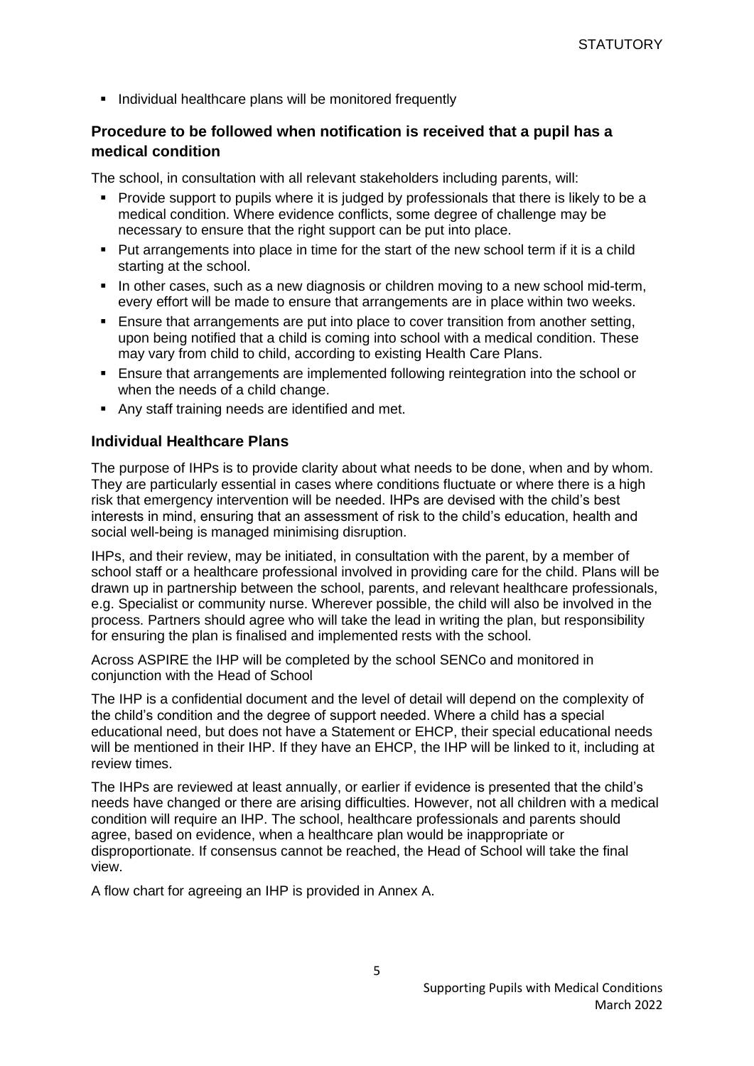- Individual healthcare plans will be monitored frequently

### Procedure to be followed when notification is received that a pupil has a medical condition

The school, in consultation with all relevant stakeholders including parents, will:

- Provide support to pupils where it is judged by professionals that there is likely to be a medical condition. Where evidence conflicts, some degree of challenge may be necessary to ensure that the right support can be put into place.
- Put arrangements into place in time for the start of the new school term if it is a child starting at the school.
- In other cases, such as a new diagnosis or children moving to a new school mid-term, every effort will be made to ensure that arrangements are in place within two weeks.
- Ensure that arrangements are put into place to cover transition from another setting, upon being notified that a child is coming into school with a medical condition. These may vary from child to child, according to existing Health Care Plans.
- Ensure that arrangements are implemented following reintegration into the school or when the needs of a child change.
- Any staff training needs are identified and met.

### Individual Healthcare Plans

The purpose of IHPs is to provide clarity about what needs to be done, when and by whom. They are particularly essential in cases where conditions fluctuate or where there is a high risk that emergency intervention will be needed. IHPs are devised with the child's best interests in mind, ensuring that an assessment of risk to the child's education, health and social well-being is managed minimising disruption.

IHPs, and their review, may be initiated, in consultation with the parent, by a member of school staff or a healthcare professional involved in providing care for the child. Plans will be drawn up in partnership between the school, parents, and relevant healthcare professionals, e.g. Specialist or community nurse. Wherever possible, the child will also be involved in the process. Partners should agree who will take the lead in writing the plan, but responsibility for ensuring the plan is finalised and implemented rests with the school.

Across ASPIRE the IHP will be completed by the school SENCo and monitored in conjunction with the Head of School

The IHP is a confidential document and the level of detail will depend on the complexity of the child's condition and the degree of support needed. Where a child has a special educational need, but does not have a Statement or EHCP, their special educational needs will be mentioned in their IHP. If they have an EHCP, the IHP will be linked to it, including at review times.

The IHPs are reviewed at least annually, or earlier if evidence is presented that the child's needs have changed or there are arising difficulties. However, not all children with a medical condition will require an IHP. The school, healthcare professionals and parents should agree, based on evidence, when a healthcare plan would be inappropriate or disproportionate. If consensus cannot be reached, the Head of School will take the final view.

A flow chart for agreeing an IHP is provided in Annex A.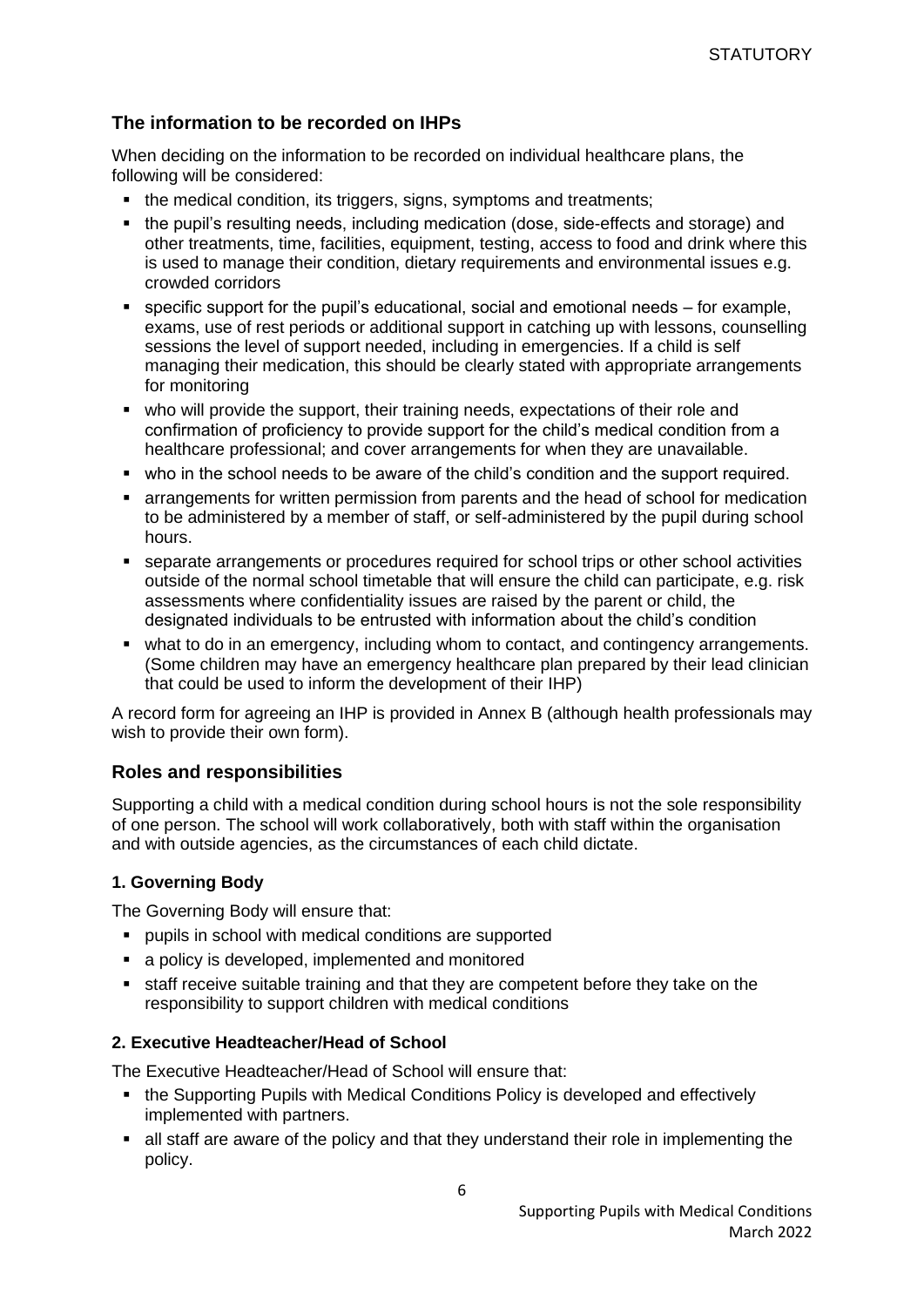## The information to be recorded on IHPs

When deciding on the information to be recorded on individual healthcare plans, the following will be considered:

- the medical condition, its triggers, signs, symptoms and treatments;
- the pupil's resulting needs, including medication (dose, side-effects and storage) and other treatments, time, facilities, equipment, testing, access to food and drink where this is used to manage their condition, dietary requirements and environmental issues e.g. crowded corridors
- specific support for the pupil's educational, social and emotional needs – for example, exams, use of rest periods or additional support in catching up with lessons, counselling sessions the level of support needed, including in emergencies. If a child is self managing their medication, this should be clearly stated with appropriate arrangements for monitoring
- who will provide the support, their training needs, expectations of their role and confirmation of proficiency to provide support for the child's medical condition from a healthcare professional; and cover arrangements for when they are unavailable.
- who in the school needs to be aware of the child's condition and the support required.
- arrangements for written permission from parents and the head of school for medication to be administered by a member of staff, or self-administered by the pupil during school hours.
- separate arrangements or procedures required for school trips or other school activities outside of the normal school timetable that will ensure the child can participate, e.g. risk assessments where confidentiality issues are raised by the parent or child, the designated individuals to be entrusted with information about the child's condition
- what to do in an emergency, including whom to contact, and contingency arrangements. (Some children may have an emergency healthcare plan prepared by their lead clinician that could be used to inform the development of their IHP)

A record form for agreeing an IHP is provided in Annex B (although health professionals may wish to provide their own form).

## Roles and responsibilities

Supporting a child with a medical condition during school hours is not the sole responsibility of one person. The school will work collaboratively, both with staff within the organisation and with outside agencies, as the circumstances of each child dictate.

### 1. Governing Body

The Governing Body will ensure that:

- pupils in school with medical conditions are supported
- a policy is developed, implemented and monitored
- staff receive suitable training and that they are competent before they take on the responsibility to support children with medical conditions

### 2. Executive Headteacher/Head of School

The Executive Headteacher/Head of School will ensure that:

- the Supporting Pupils with Medical Conditions Policy is developed and effectively implemented with partners.
- all staff are aware of the policy and that they understand their role in implementing the policy.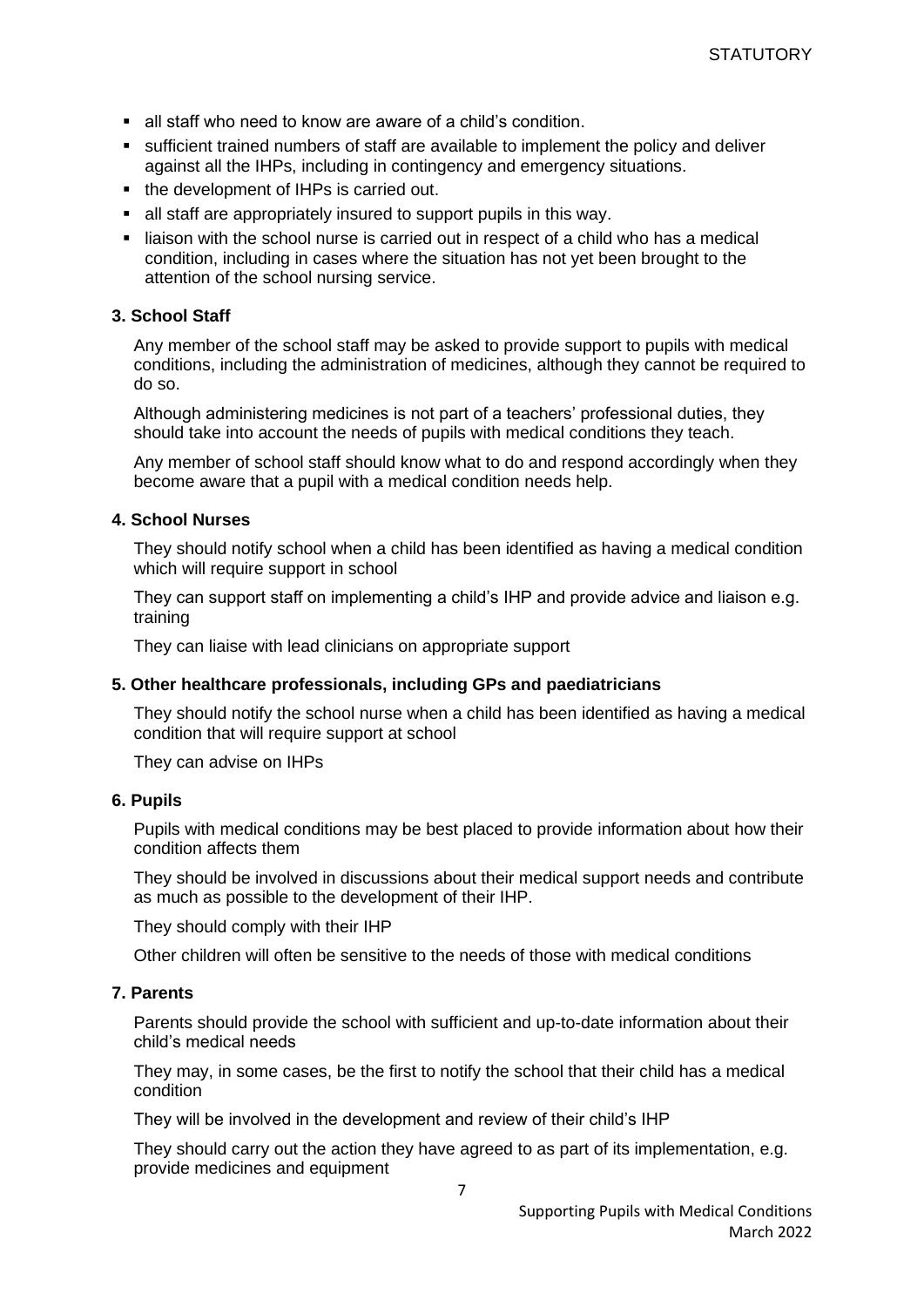- all staff who need to know are aware of a child's condition.
- sufficient trained numbers of staff are available to implement the policy and deliver against all the IHPs, including in contingency and emergency situations.
- the development of IHPs is carried out.
- all staff are appropriately insured to support pupils in this way.
- liaison with the school nurse is carried out in respect of a child who has a medical condition, including in cases where the situation has not yet been brought to the attention of the school nursing service.

**3. School Staff**

Any member of the school staff may be asked to provide support to pupils with medical conditions, including the administration of medicines, although they cannot be required to do so.

Although administering medicines is not part of a teachers' professional duties, they should take into account the needs of pupils with medical conditions they teach.

Any member of school staff should know what to do and respond accordingly when they become aware that a pupil with a medical condition needs help.

**4. School Nurses**

They should notify school when a child has been identified as having a medical condition which will require support in school

They can support staff on implementing a child's IHP and provide advice and liaison e.g. training

They can liaise with lead clinicians on appropriate support

**5. Other healthcare professionals, including GPs and paediatricians**

They should notify the school nurse when a child has been identified as having a medical condition that will require support at school

They can advise on IHPs

**6. Pupils**

Pupils with medical conditions may be best placed to provide information about how their condition affects them

They should be involved in discussions about their medical support needs and contribute as much as possible to the development of their IHP.

They should comply with their IHP

Other children will often be sensitive to the needs of those with medical conditions

**7. Parents**

Parents should provide the school with sufficient and up-to-date information about their child's medical needs

They may, in some cases, be the first to notify the school that their child has a medical condition

They will be involved in the development and review of their child's IHP

They should carry out the action they have agreed to as part of its implementation, e.g. provide medicines and equipment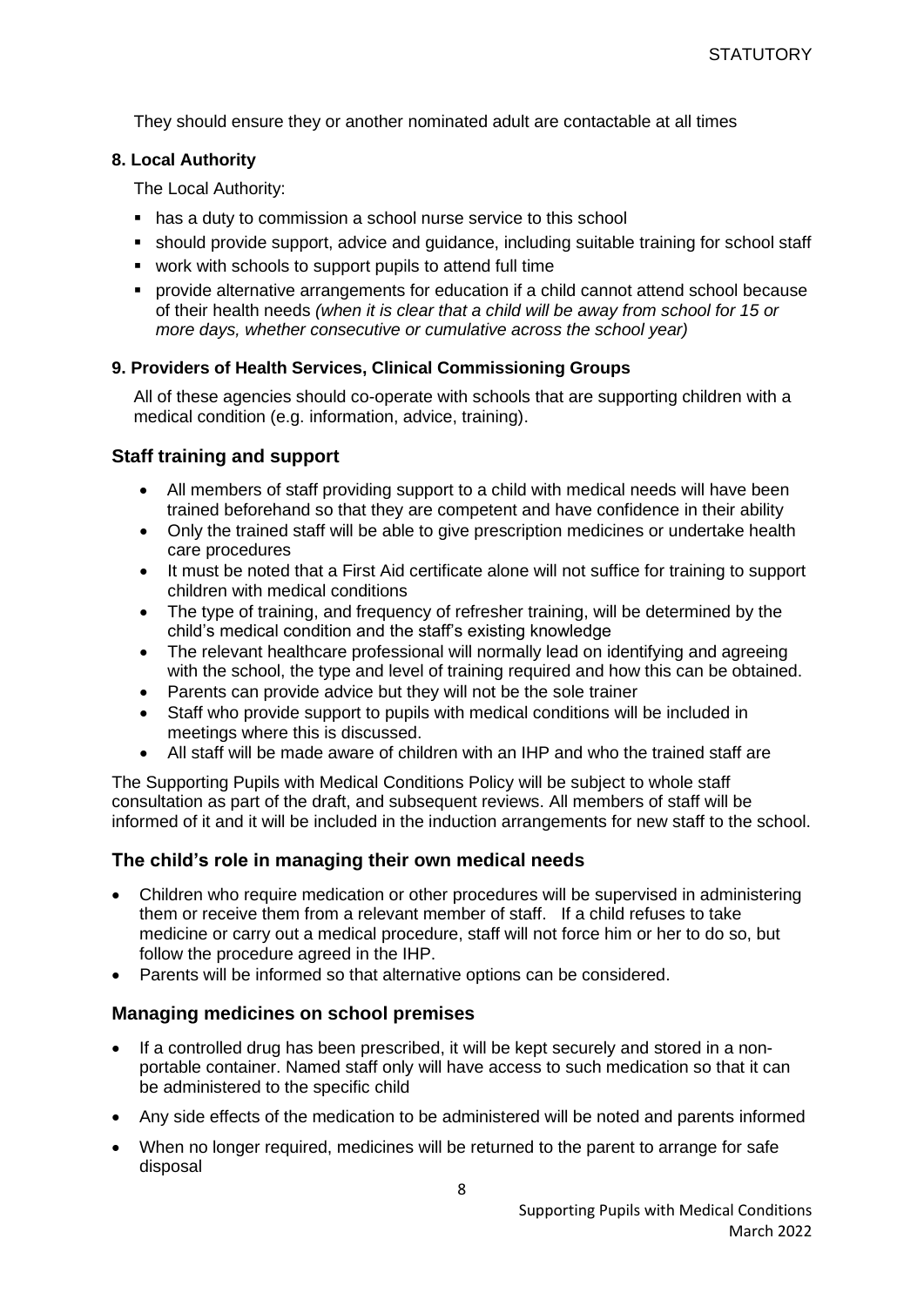They should ensure they or another nominated adult are contactable at all times

**8. Local Authority**

The Local Authority:

- has a duty to commission a school nurse service to this school
- should provide support, advice and guidance, including suitable training for school staff
- work with schools to support pupils to attend full time
- provide alternative arrangements for education if a child cannot attend school because of their health needs *(when it is clear that a child will be away from school for 15 or more days, whether consecutive or cumulative across the school year)*

**9. Providers of Health Services, Clinical Commissioning Groups**

All of these agencies should co-operate with schools that are supporting children with a medical condition (e.g. information, advice, training).

## Staff training and support

- All members of staff providing support to a child with medical needs will have been trained beforehand so that they are competent and have confidence in their ability
- Only the trained staff will be able to give prescription medicines or undertake health care procedures
- It must be noted that a First Aid certificate alone will not suffice for training to support children with medical conditions
- The type of training, and frequency of refresher training, will be determined by the child's medical condition and the staff's existing knowledge
- The relevant healthcare professional will normally lead on identifying and agreeing with the school, the type and level of training required and how this can be obtained.
- Parents can provide advice but they will not be the sole trainer
- Staff who provide support to pupils with medical conditions will be included in meetings where this is discussed.
- All staff will be made aware of children with an IHP and who the trained staff are

The Supporting Pupils with Medical Conditions Policy will be subject to whole staff consultation as part of the draft, and subsequent reviews. All members of staff will be informed of it and it will be included in the induction arrangements for new staff to the school.

## The child's role in managing their own medical needs

- Children who require medication or other procedures will be supervised in administering them or receive them from a relevant member of staff. If a child refuses to take medicine or carry out a medical procedure, staff will not force him or her to do so, but follow the procedure agreed in the IHP.
- Parents will be informed so that alternative options can be considered.

## Managing medicines on school premises

- If a controlled drug has been prescribed, it will be kept securely and stored in a non-portable container. Named staff only will have access to such medication so that it can be administered to the specific child
- Any side effects of the medication to be administered will be noted and parents informed
- When no longer required, medicines will be returned to the parent to arrange for safe disposal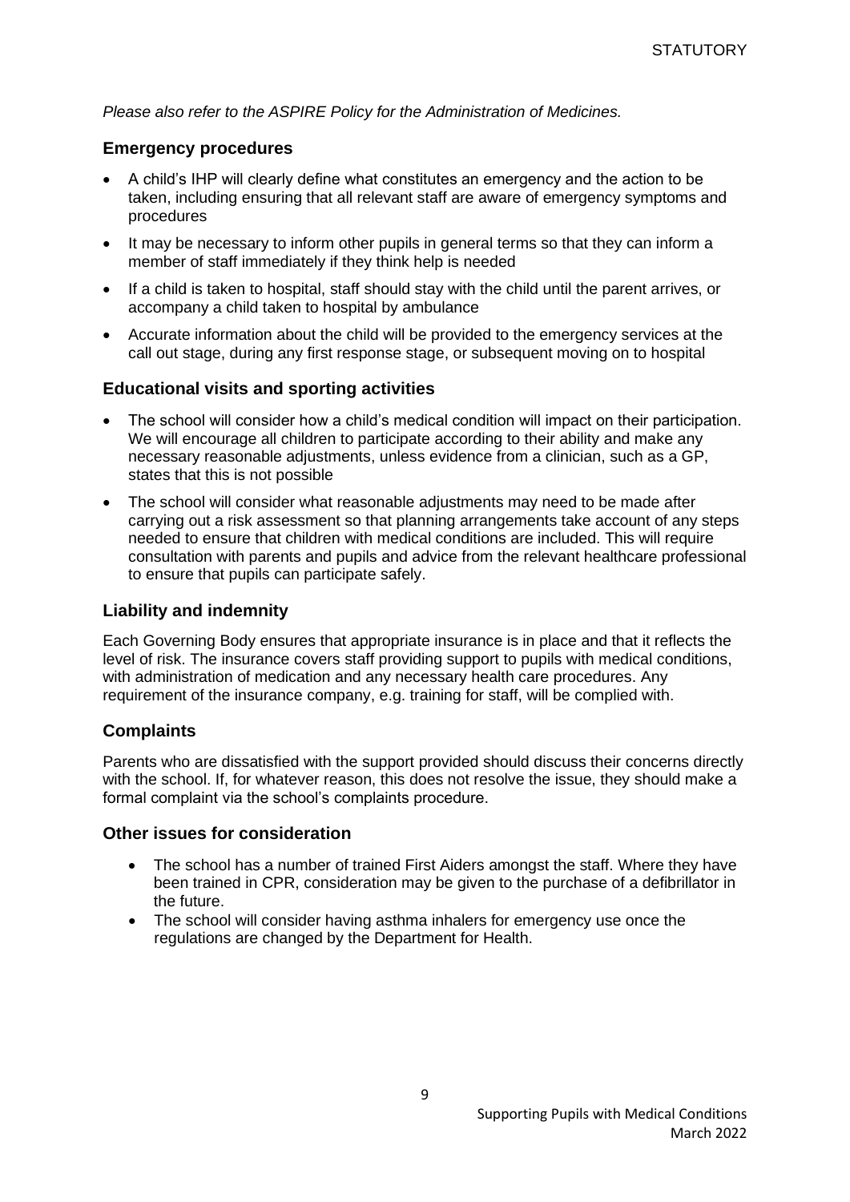*Please also refer to the ASPIRE Policy for the Administration of Medicines.*

## Emergency procedures

- A child's IHP will clearly define what constitutes an emergency and the action to be taken, including ensuring that all relevant staff are aware of emergency symptoms and procedures
- It may be necessary to inform other pupils in general terms so that they can inform a member of staff immediately if they think help is needed
- If a child is taken to hospital, staff should stay with the child until the parent arrives, or accompany a child taken to hospital by ambulance
- Accurate information about the child will be provided to the emergency services at the call out stage, during any first response stage, or subsequent moving on to hospital

## Educational visits and sporting activities

- The school will consider how a child's medical condition will impact on their participation. We will encourage all children to participate according to their ability and make any necessary reasonable adjustments, unless evidence from a clinician, such as a GP, states that this is not possible
- The school will consider what reasonable adjustments may need to be made after carrying out a risk assessment so that planning arrangements take account of any steps needed to ensure that children with medical conditions are included. This will require consultation with parents and pupils and advice from the relevant healthcare professional to ensure that pupils can participate safely.

## Liability and indemnity

Each Governing Body ensures that appropriate insurance is in place and that it reflects the level of risk. The insurance covers staff providing support to pupils with medical conditions, with administration of medication and any necessary health care procedures. Any requirement of the insurance company, e.g. training for staff, will be complied with.

## Complaints

Parents who are dissatisfied with the support provided should discuss their concerns directly with the school. If, for whatever reason, this does not resolve the issue, they should make a formal complaint via the school's complaints procedure.

## Other issues for consideration

- The school has a number of trained First Aiders amongst the staff. Where they have been trained in CPR, consideration may be given to the purchase of a defibrillator in the future.
- The school will consider having asthma inhalers for emergency use once the regulations are changed by the Department for Health.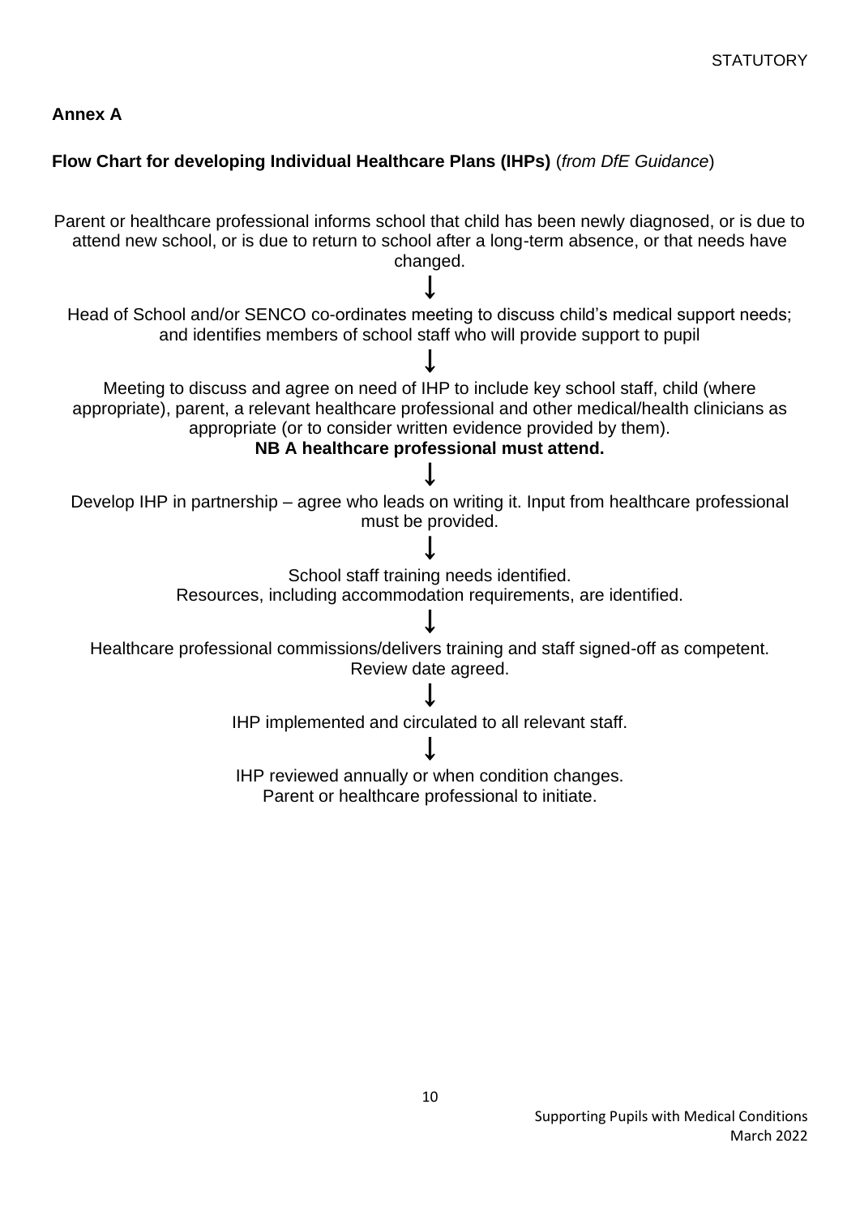**Annex A**

**Flow Chart for developing Individual Healthcare Plans (IHPs)** (*from DfE Guidance*)

Parent or healthcare professional informs school that child has been newly diagnosed, or is due to attend new school, or is due to return to school after a long-term absence, or that needs have changed.

↓

Head of School and/or SENCO co-ordinates meeting to discuss child's medical support needs; and identifies members of school staff who will provide support to pupil

↓

Meeting to discuss and agree on need of IHP to include key school staff, child (where appropriate), parent, a relevant healthcare professional and other medical/health clinicians as appropriate (or to consider written evidence provided by them).

**NB A healthcare professional must attend.**

↓

Develop IHP in partnership – agree who leads on writing it. Input from healthcare professional must be provided.

↓

School staff training needs identified.
Resources, including accommodation requirements, are identified.

↓

Healthcare professional commissions/delivers training and staff signed-off as competent.
Review date agreed.

↓

IHP implemented and circulated to all relevant staff.

↓

IHP reviewed annually or when condition changes.
Parent or healthcare professional to initiate.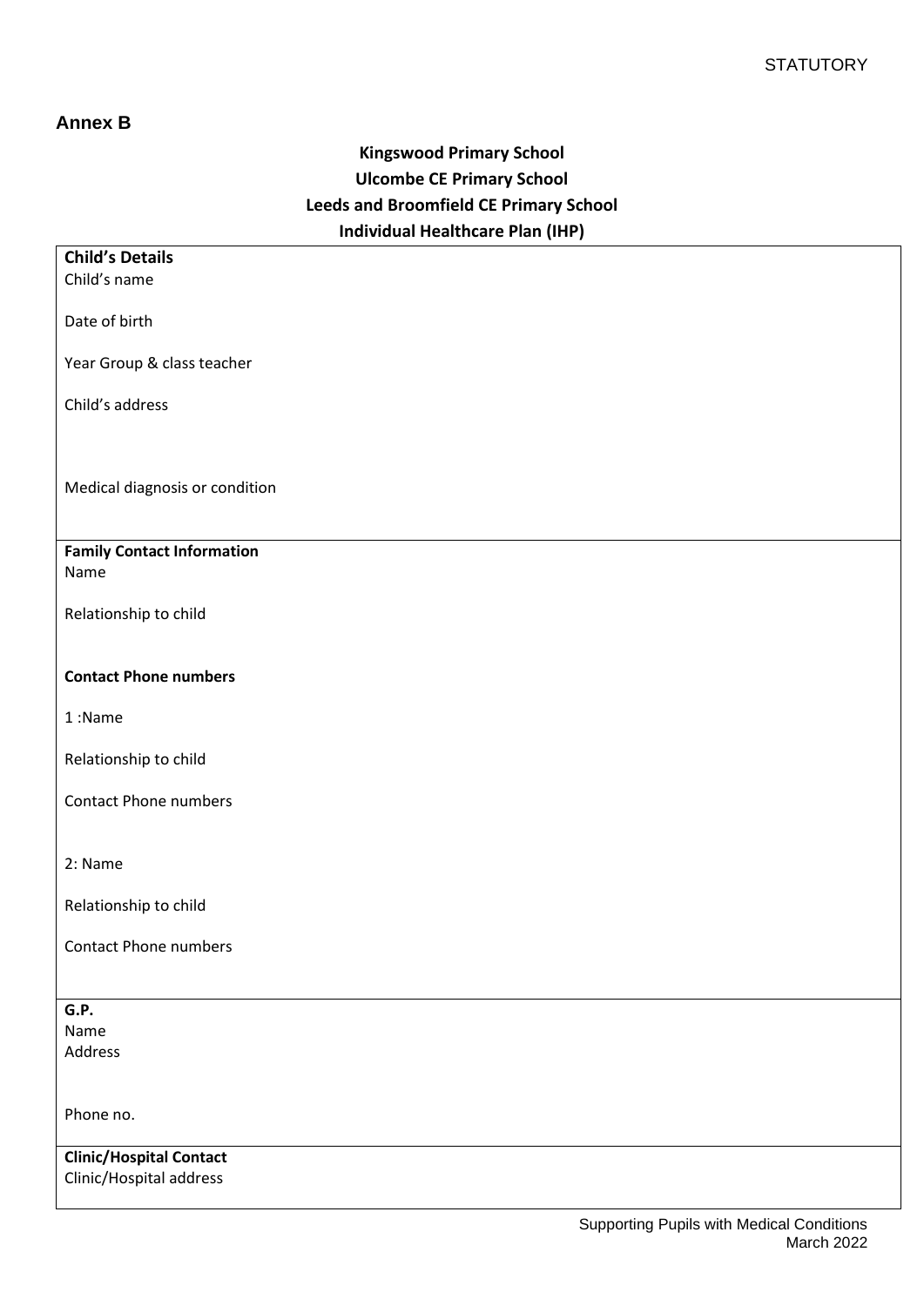STATUTORY

## Annex B

**Kingswood Primary School**
**Ulcombe CE Primary School**
**Leeds and Broomfield CE Primary School**
**Individual Healthcare Plan (IHP)**

**Child's Details**

Child's name

Date of birth

Year Group & class teacher

Child's address

Medical diagnosis or condition

**Family Contact Information**

Name

Relationship to child

**Contact Phone numbers**

1 :Name

Relationship to child

Contact Phone numbers

2: Name

Relationship to child

Contact Phone numbers

**G.P.**

Name

Address

Phone no.

**Clinic/Hospital Contact**

Clinic/Hospital address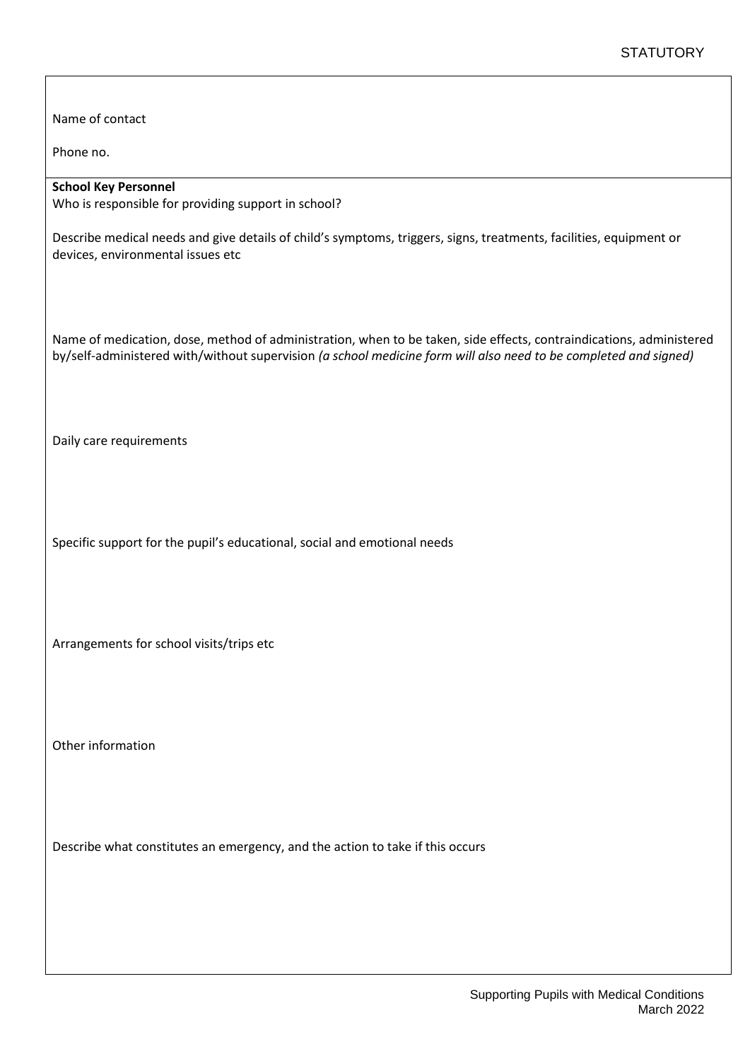Name of contact

Phone no.

**School Key Personnel**
Who is responsible for providing support in school?

Describe medical needs and give details of child's symptoms, triggers, signs, treatments, facilities, equipment or devices, environmental issues etc

Name of medication, dose, method of administration, when to be taken, side effects, contraindications, administered by/self-administered with/without supervision *(a school medicine form will also need to be completed and signed)*

Daily care requirements

Specific support for the pupil's educational, social and emotional needs

Arrangements for school visits/trips etc

Other information

Describe what constitutes an emergency, and the action to take if this occurs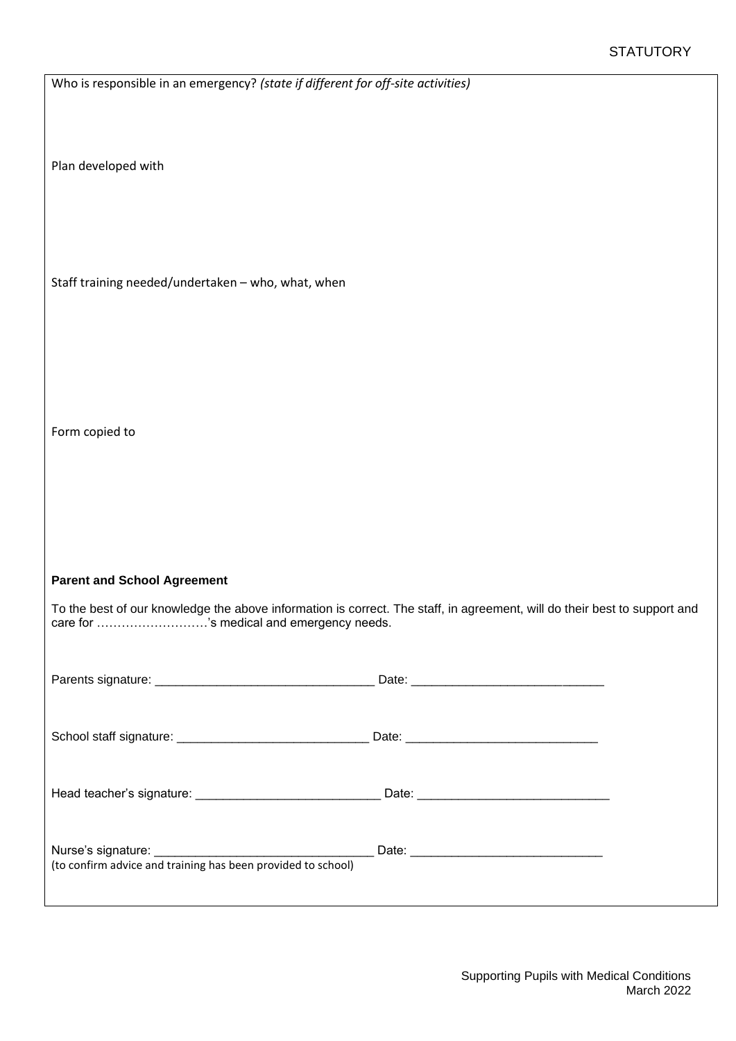Who is responsible in an emergency? *(state if different for off-site activities)*

Plan developed with

Staff training needed/undertaken – who, what, when

Form copied to

**Parent and School Agreement**

To the best of our knowledge the above information is correct. The staff, in agreement, will do their best to support and care for ……………………'s medical and emergency needs.

Parents signature: ______________________________ Date: ___________________________

School staff signature: ___________________________ Date: ___________________________

Head teacher's signature: __________________________ Date: ___________________________

Nurse's signature: _______________________________ Date: ___________________________
(to confirm advice and training has been provided to school)